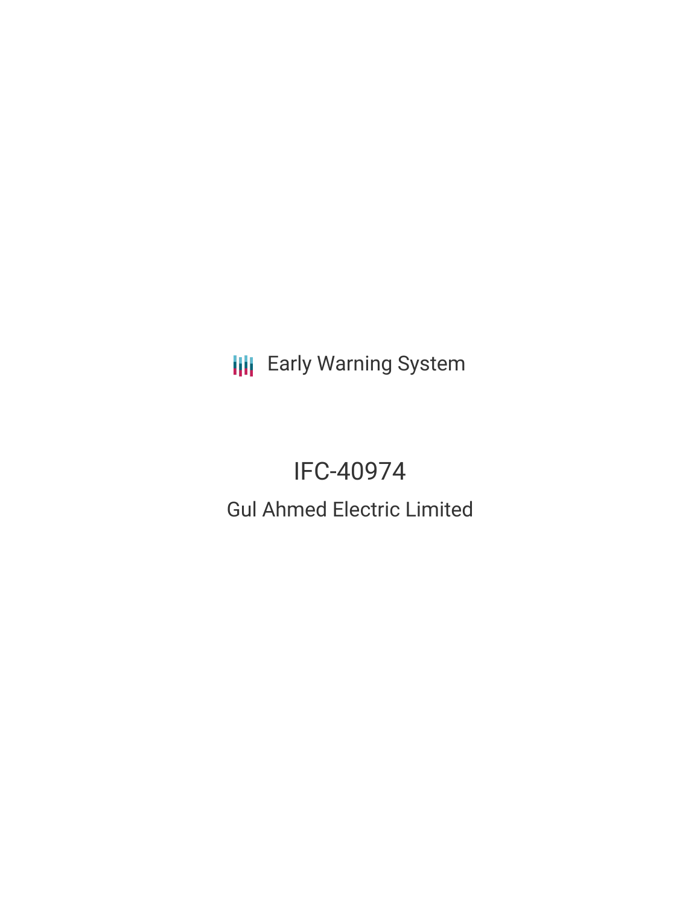Early Warning System

# IFC-40974

## Gul Ahmed Electric Limited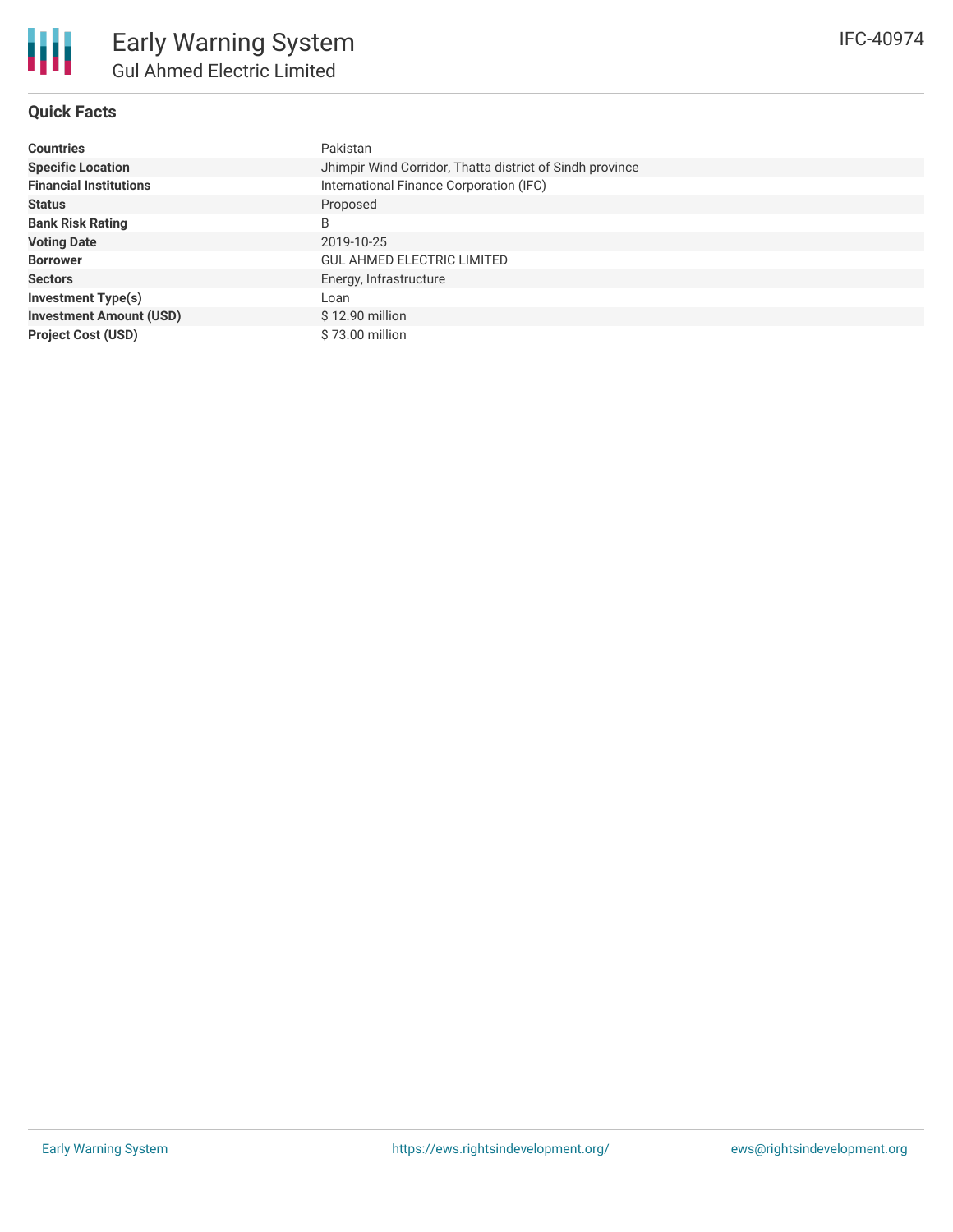# Early Warning System

## Gul Ahmed Electric Limited

IFC-40974

### Quick Facts

| | |
|---|---|
| **Countries** | Pakistan |
| **Specific Location** | Jhimpir Wind Corridor, Thatta district of Sindh province |
| **Financial Institutions** | International Finance Corporation (IFC) |
| **Status** | Proposed |
| **Bank Risk Rating** | B |
| **Voting Date** | 2019-10-25 |
| **Borrower** | GUL AHMED ELECTRIC LIMITED |
| **Sectors** | Energy, Infrastructure |
| **Investment Type(s)** | Loan |
| **Investment Amount (USD)** | $ 12.90 million |
| **Project Cost (USD)** | $ 73.00 million |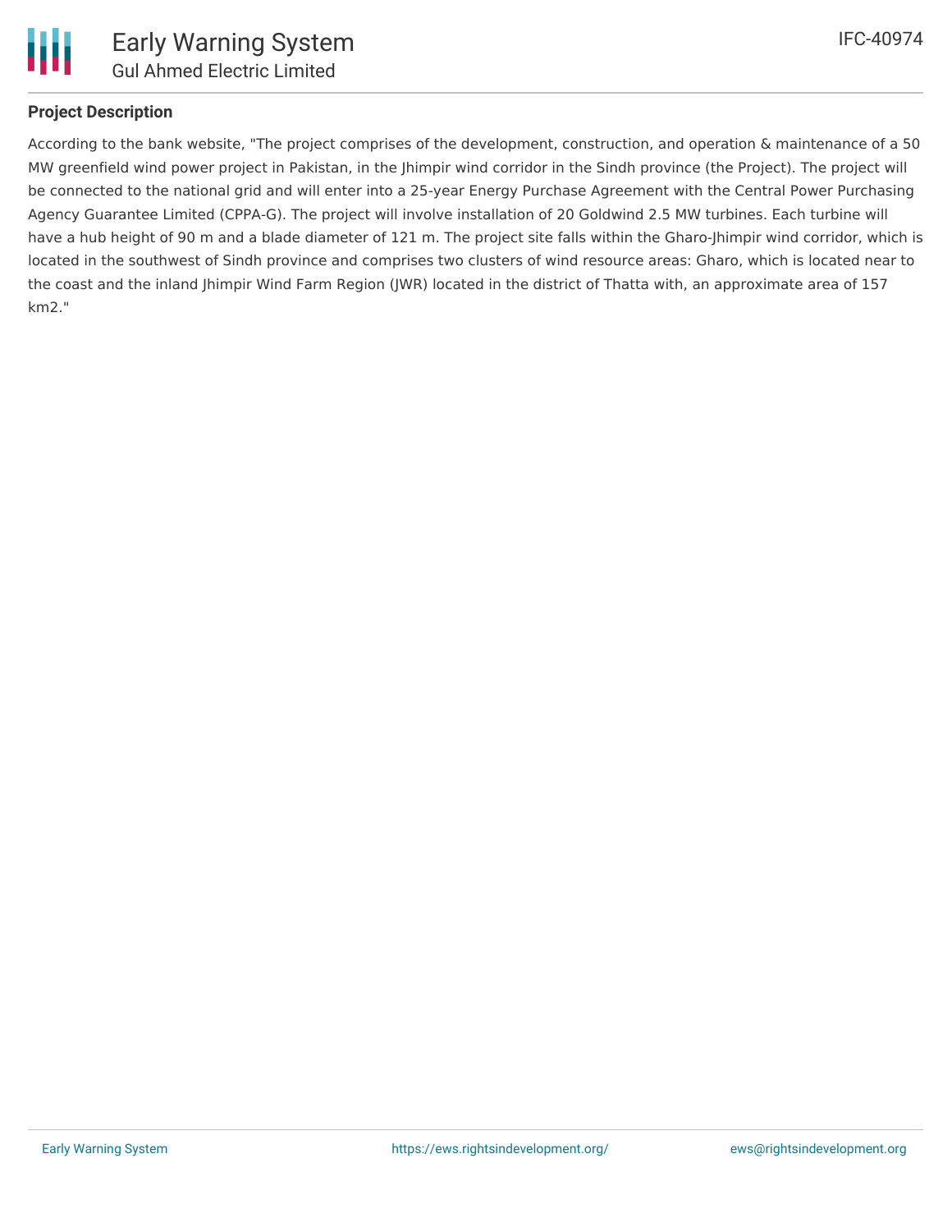**Project Description**

According to the bank website, "The project comprises of the development, construction, and operation & maintenance of a 50 MW greenfield wind power project in Pakistan, in the Jhimpir wind corridor in the Sindh province (the Project). The project will be connected to the national grid and will enter into a 25-year Energy Purchase Agreement with the Central Power Purchasing Agency Guarantee Limited (CPPA-G). The project will involve installation of 20 Goldwind 2.5 MW turbines. Each turbine will have a hub height of 90 m and a blade diameter of 121 m. The project site falls within the Gharo-Jhimpir wind corridor, which is located in the southwest of Sindh province and comprises two clusters of wind resource areas: Gharo, which is located near to the coast and the inland Jhimpir Wind Farm Region (JWR) located in the district of Thatta with, an approximate area of 157 km2."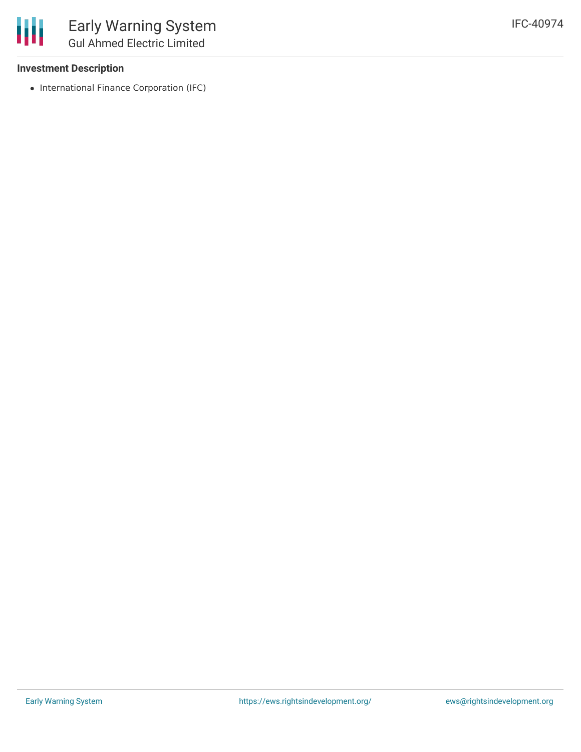### Investment Description

- International Finance Corporation (IFC)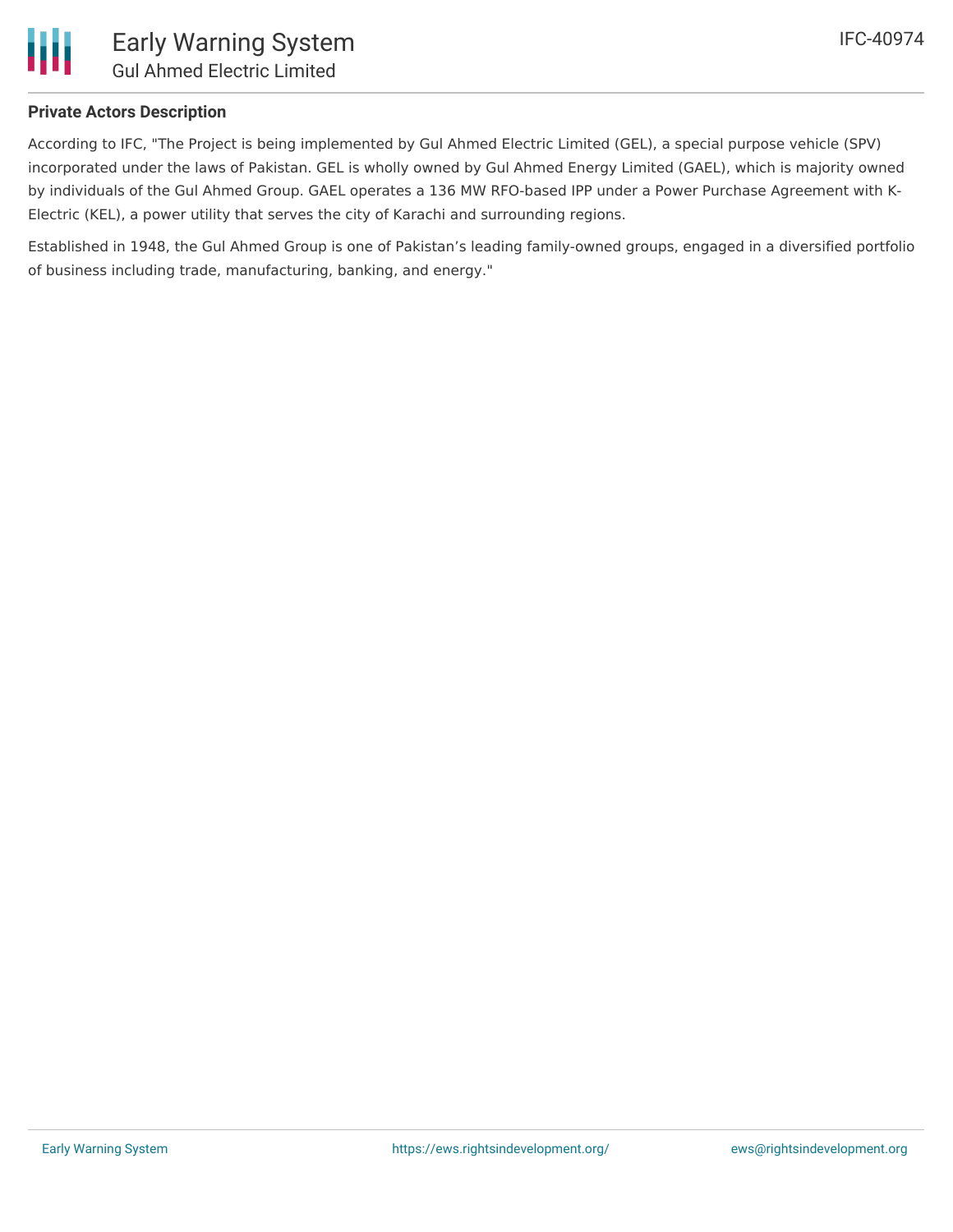## Private Actors Description

According to IFC, "The Project is being implemented by Gul Ahmed Electric Limited (GEL), a special purpose vehicle (SPV) incorporated under the laws of Pakistan. GEL is wholly owned by Gul Ahmed Energy Limited (GAEL), which is majority owned by individuals of the Gul Ahmed Group. GAEL operates a 136 MW RFO-based IPP under a Power Purchase Agreement with K-Electric (KEL), a power utility that serves the city of Karachi and surrounding regions.

Established in 1948, the Gul Ahmed Group is one of Pakistan's leading family-owned groups, engaged in a diversified portfolio of business including trade, manufacturing, banking, and energy."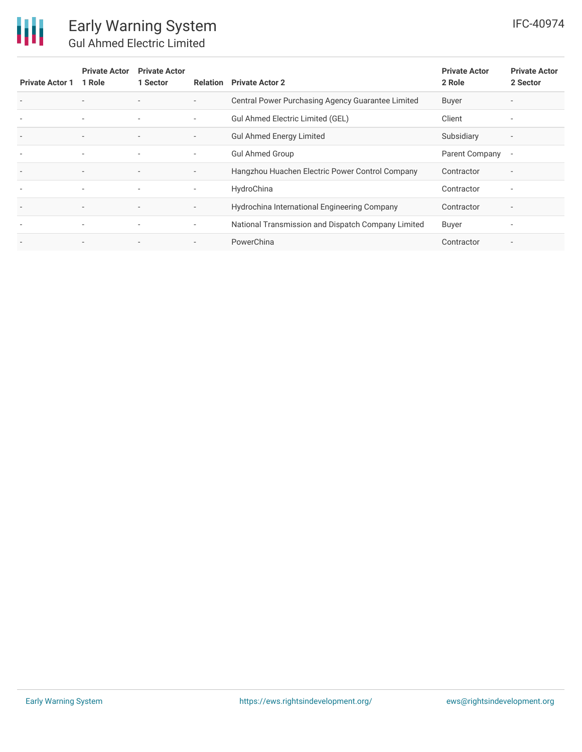| Private Actor 1 | Private Actor 1 Role | Private Actor 1 Sector | Relation | Private Actor 2 | Private Actor 2 Role | Private Actor 2 Sector |
|---|---|---|---|---|---|---|
| - | - | - | - | Central Power Purchasing Agency Guarantee Limited | Buyer | - |
| - | - | - | - | Gul Ahmed Electric Limited (GEL) | Client | - |
| - | - | - | - | Gul Ahmed Energy Limited | Subsidiary | - |
| - | - | - | - | Gul Ahmed Group | Parent Company | - |
| - | - | - | - | Hangzhou Huachen Electric Power Control Company | Contractor | - |
| - | - | - | - | HydroChina | Contractor | - |
| - | - | - | - | Hydrochina International Engineering Company | Contractor | - |
| - | - | - | - | National Transmission and Dispatch Company Limited | Buyer | - |
| - | - | - | - | PowerChina | Contractor | - |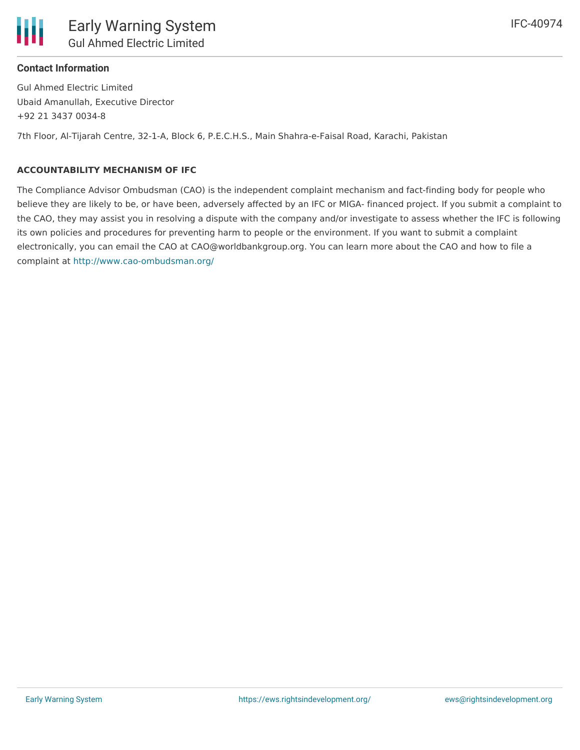### Contact Information

Gul Ahmed Electric Limited
Ubaid Amanullah, Executive Director
+92 21 3437 0034-8

7th Floor, Al-Tijarah Centre, 32-1-A, Block 6, P.E.C.H.S., Main Shahra-e-Faisal Road, Karachi, Pakistan

#### ACCOUNTABILITY MECHANISM OF IFC

The Compliance Advisor Ombudsman (CAO) is the independent complaint mechanism and fact-finding body for people who believe they are likely to be, or have been, adversely affected by an IFC or MIGA- financed project. If you submit a complaint to the CAO, they may assist you in resolving a dispute with the company and/or investigate to assess whether the IFC is following its own policies and procedures for preventing harm to people or the environment. If you want to submit a complaint electronically, you can email the CAO at CAO@worldbankgroup.org. You can learn more about the CAO and how to file a complaint at http://www.cao-ombudsman.org/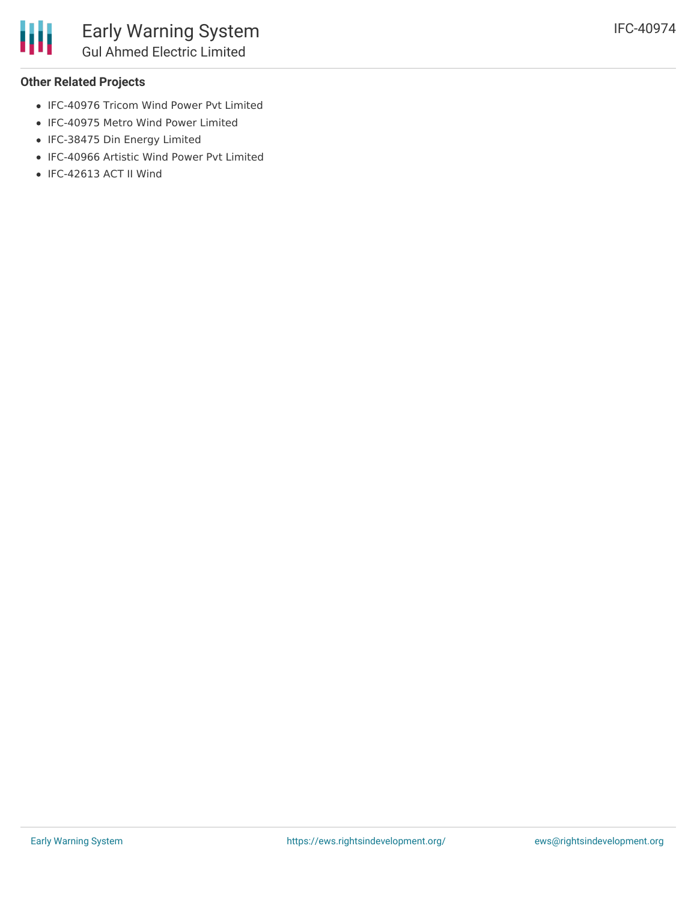**Other Related Projects**

- IFC-40976 Tricom Wind Power Pvt Limited
- IFC-40975 Metro Wind Power Limited
- IFC-38475 Din Energy Limited
- IFC-40966 Artistic Wind Power Pvt Limited
- IFC-42613 ACT II Wind